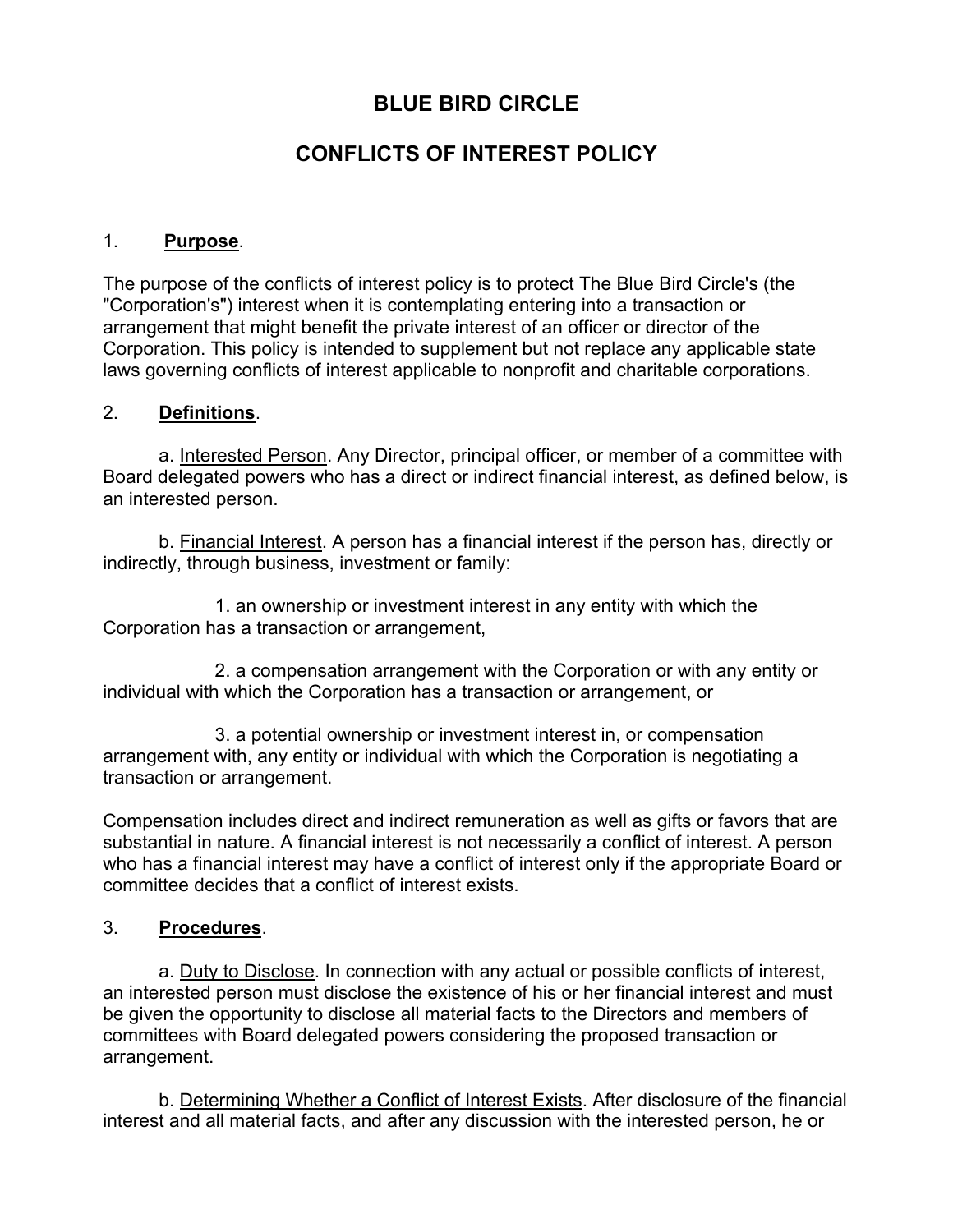# BLUE BIRD CIRCLE

## CONFLICTS OF INTEREST POLICY

1. **<u>Purpose</u>**.

The purpose of the conflicts of interest policy is to protect The Blue Bird Circle's (the "Corporation's") interest when it is contemplating entering into a transaction or arrangement that might benefit the private interest of an officer or director of the Corporation. This policy is intended to supplement but not replace any applicable state laws governing conflicts of interest applicable to nonprofit and charitable corporations.

2. **<u>Definitions</u>**.

a. <u>Interested Person</u>. Any Director, principal officer, or member of a committee with Board delegated powers who has a direct or indirect financial interest, as defined below, is an interested person.

b. <u>Financial Interest</u>. A person has a financial interest if the person has, directly or indirectly, through business, investment or family:

1. an ownership or investment interest in any entity with which the Corporation has a transaction or arrangement,

2. a compensation arrangement with the Corporation or with any entity or individual with which the Corporation has a transaction or arrangement, or

3. a potential ownership or investment interest in, or compensation arrangement with, any entity or individual with which the Corporation is negotiating a transaction or arrangement.

Compensation includes direct and indirect remuneration as well as gifts or favors that are substantial in nature. A financial interest is not necessarily a conflict of interest. A person who has a financial interest may have a conflict of interest only if the appropriate Board or committee decides that a conflict of interest exists.

3. **<u>Procedures</u>**.

a. <u>Duty to Disclose</u>. In connection with any actual or possible conflicts of interest, an interested person must disclose the existence of his or her financial interest and must be given the opportunity to disclose all material facts to the Directors and members of committees with Board delegated powers considering the proposed transaction or arrangement.

b. <u>Determining Whether a Conflict of Interest Exists</u>. After disclosure of the financial interest and all material facts, and after any discussion with the interested person, he or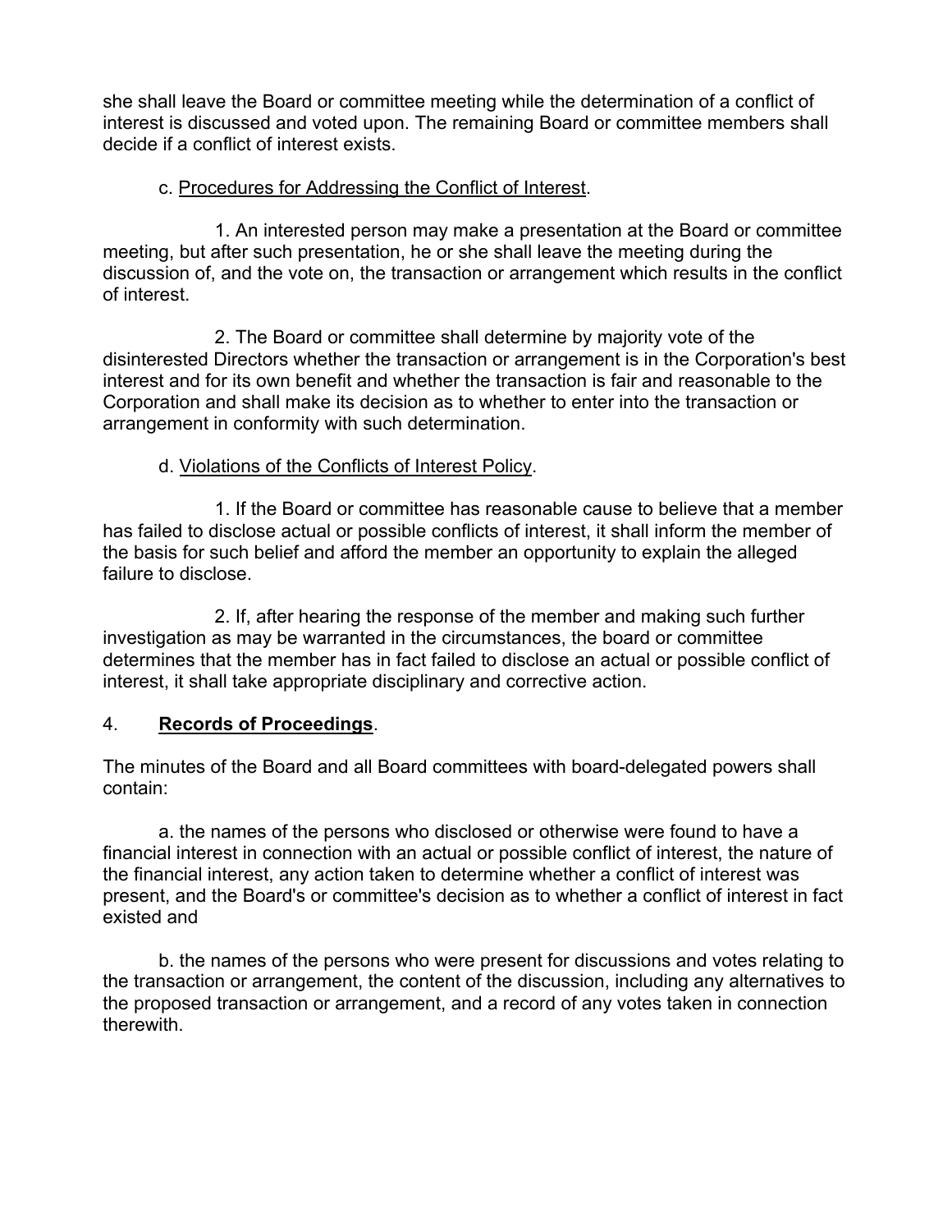she shall leave the Board or committee meeting while the determination of a conflict of interest is discussed and voted upon. The remaining Board or committee members shall decide if a conflict of interest exists.

c. <u>Procedures for Addressing the Conflict of Interest</u>.

1. An interested person may make a presentation at the Board or committee meeting, but after such presentation, he or she shall leave the meeting during the discussion of, and the vote on, the transaction or arrangement which results in the conflict of interest.

2. The Board or committee shall determine by majority vote of the disinterested Directors whether the transaction or arrangement is in the Corporation's best interest and for its own benefit and whether the transaction is fair and reasonable to the Corporation and shall make its decision as to whether to enter into the transaction or arrangement in conformity with such determination.

d. <u>Violations of the Conflicts of Interest Policy</u>.

1. If the Board or committee has reasonable cause to believe that a member has failed to disclose actual or possible conflicts of interest, it shall inform the member of the basis for such belief and afford the member an opportunity to explain the alleged failure to disclose.

2. If, after hearing the response of the member and making such further investigation as may be warranted in the circumstances, the board or committee determines that the member has in fact failed to disclose an actual or possible conflict of interest, it shall take appropriate disciplinary and corrective action.

4. **<u>Records of Proceedings</u>**.

The minutes of the Board and all Board committees with board-delegated powers shall contain:

a. the names of the persons who disclosed or otherwise were found to have a financial interest in connection with an actual or possible conflict of interest, the nature of the financial interest, any action taken to determine whether a conflict of interest was present, and the Board's or committee's decision as to whether a conflict of interest in fact existed and

b. the names of the persons who were present for discussions and votes relating to the transaction or arrangement, the content of the discussion, including any alternatives to the proposed transaction or arrangement, and a record of any votes taken in connection therewith.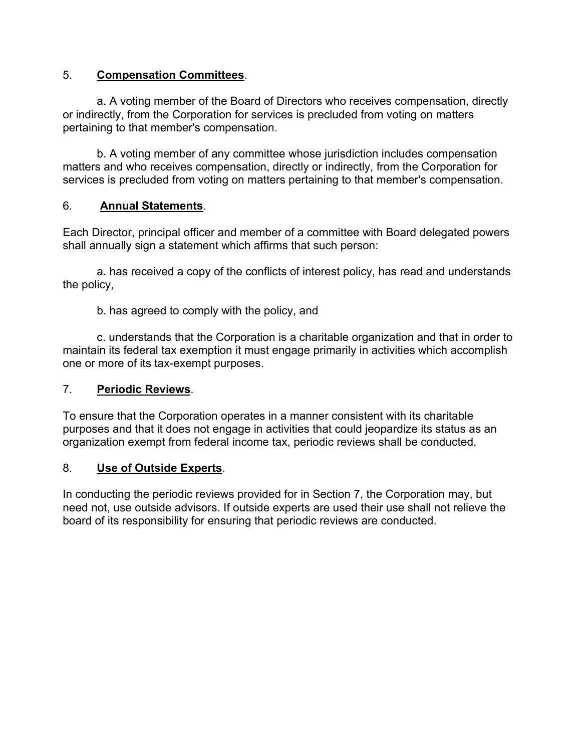5. **Compensation Committees**.

a. A voting member of the Board of Directors who receives compensation, directly or indirectly, from the Corporation for services is precluded from voting on matters pertaining to that member's compensation.

b. A voting member of any committee whose jurisdiction includes compensation matters and who receives compensation, directly or indirectly, from the Corporation for services is precluded from voting on matters pertaining to that member's compensation.

6. **Annual Statements**.

Each Director, principal officer and member of a committee with Board delegated powers shall annually sign a statement which affirms that such person:

a. has received a copy of the conflicts of interest policy, has read and understands the policy,

b. has agreed to comply with the policy, and

c. understands that the Corporation is a charitable organization and that in order to maintain its federal tax exemption it must engage primarily in activities which accomplish one or more of its tax-exempt purposes.

7. **Periodic Reviews**.

To ensure that the Corporation operates in a manner consistent with its charitable purposes and that it does not engage in activities that could jeopardize its status as an organization exempt from federal income tax, periodic reviews shall be conducted.

8. **Use of Outside Experts**.

In conducting the periodic reviews provided for in Section 7, the Corporation may, but need not, use outside advisors. If outside experts are used their use shall not relieve the board of its responsibility for ensuring that periodic reviews are conducted.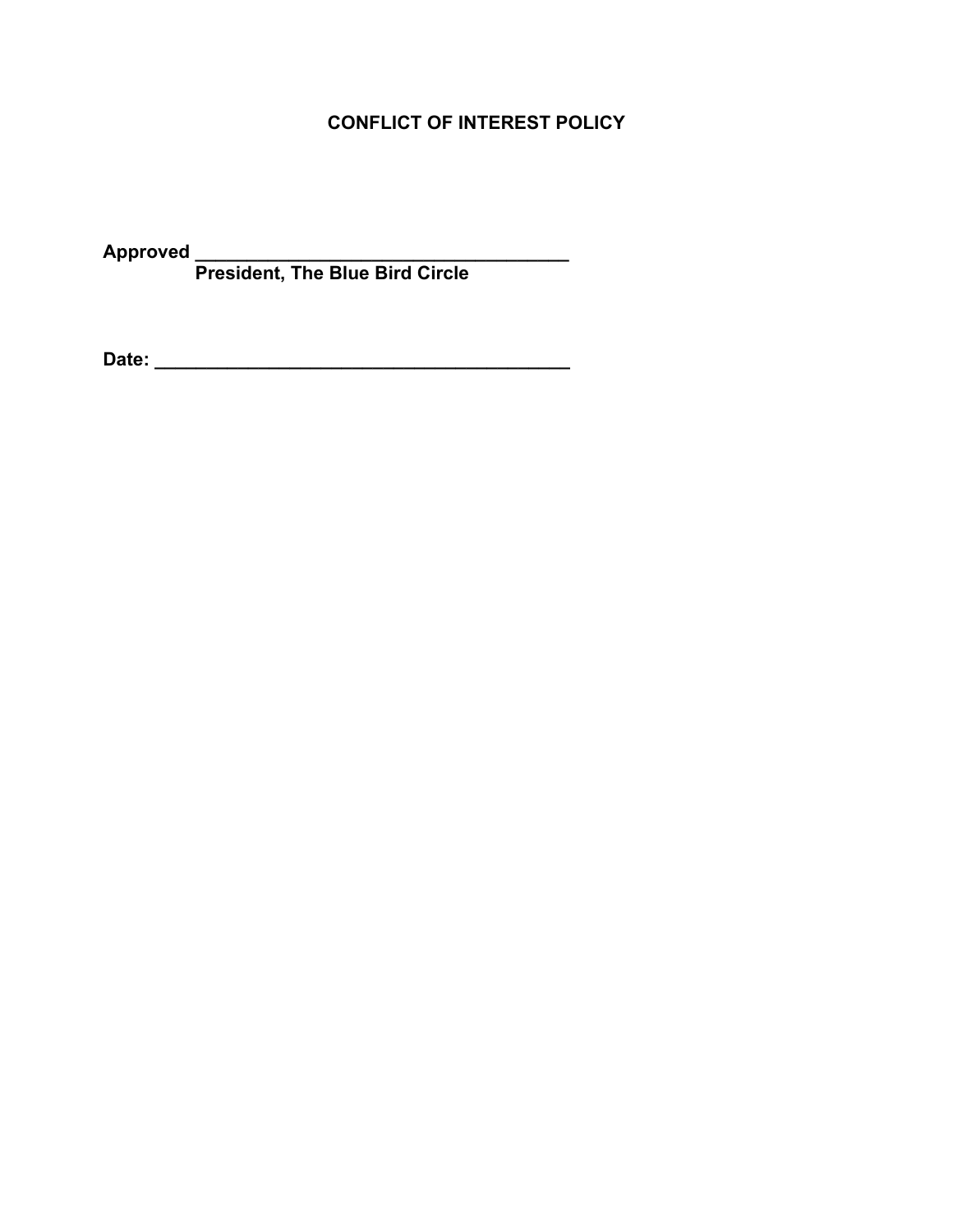# CONFLICT OF INTEREST POLICY

**Approved \_\_\_\_\_\_\_\_\_\_\_\_\_\_\_\_\_\_\_\_\_\_\_\_\_\_\_\_\_\_\_\_\_\_\_\_\_**
**President, The Blue Bird Circle**

**Date: \_\_\_\_\_\_\_\_\_\_\_\_\_\_\_\_\_\_\_\_\_\_\_\_\_\_\_\_\_\_\_\_\_\_\_\_\_\_\_\_\_\_**